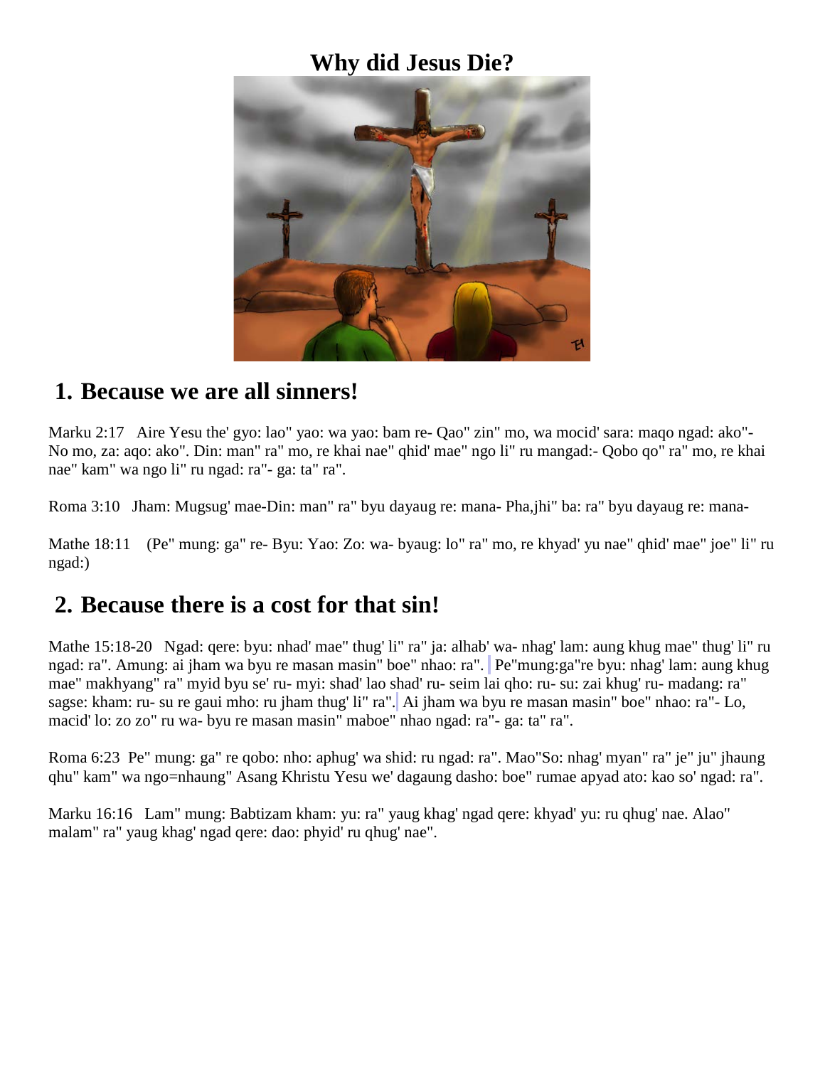# Why did Jesus Die?

## 1. Because we are all sinners!

Marku 2:17   Aire Yesu the' gyo: lao" yao: wa yao: bam re- Qao" zin" mo, wa mocid' sara: maqo ngad: ako"- No mo, za: aqo: ako". Din: man" ra" mo, re khai nae" qhid' mae" ngo li" ru mangad:- Qobo qo" ra" mo, re khai nae" kam" wa ngo li" ru ngad: ra"- ga: ta" ra".

Roma 3:10   Jham: Mugsug' mae-Din: man" ra" byu dayaug re: mana- Pha,jhi" ba: ra" byu dayaug re: mana-

Mathe 18:11   (Pe" mung: ga" re- Byu: Yao: Zo: wa- byaug: lo" ra" mo, re khyad' yu nae" qhid' mae" joe" li" ru ngad:)

## 2. Because there is a cost for that sin!

Mathe 15:18-20   Ngad: qere: byu: nhad' mae" thug' li" ra" ja: alhab' wa- nhag' lam: aung khug mae" thug' li" ru ngad: ra". Amung: ai jham wa byu re masan masin" boe" nhao: ra". Pe"mung:ga"re byu: nhag' lam: aung khug mae" makhyang" ra" myid byu se' ru- myi: shad' lao shad' ru- seim lai qho: ru- su: zai khug' ru- madang: ra" sagse: kham: ru- su re gaui mho: ru jham thug' li" ra". Ai jham wa byu re masan masin" boe" nhao: ra"- Lo, macid' lo: zo zo" ru wa- byu re masan masin" maboe" nhao ngad: ra"- ga: ta" ra".

Roma 6:23  Pe" mung: ga" re qobo: nho: aphug' wa shid: ru ngad: ra". Mao"So: nhag' myan" ra" je" ju" jhaung qhu" kam" wa ngo=nhaung" Asang Khristu Yesu we' dagaung dasho: boe" rumae apyad ato: kao so' ngad: ra".

Marku 16:16   Lam" mung: Babtizam kham: yu: ra" yaug khag' ngad qere: khyad' yu: ru qhug' nae. Alao" malam" ra" yaug khag' ngad qere: dao: phyid' ru qhug' nae".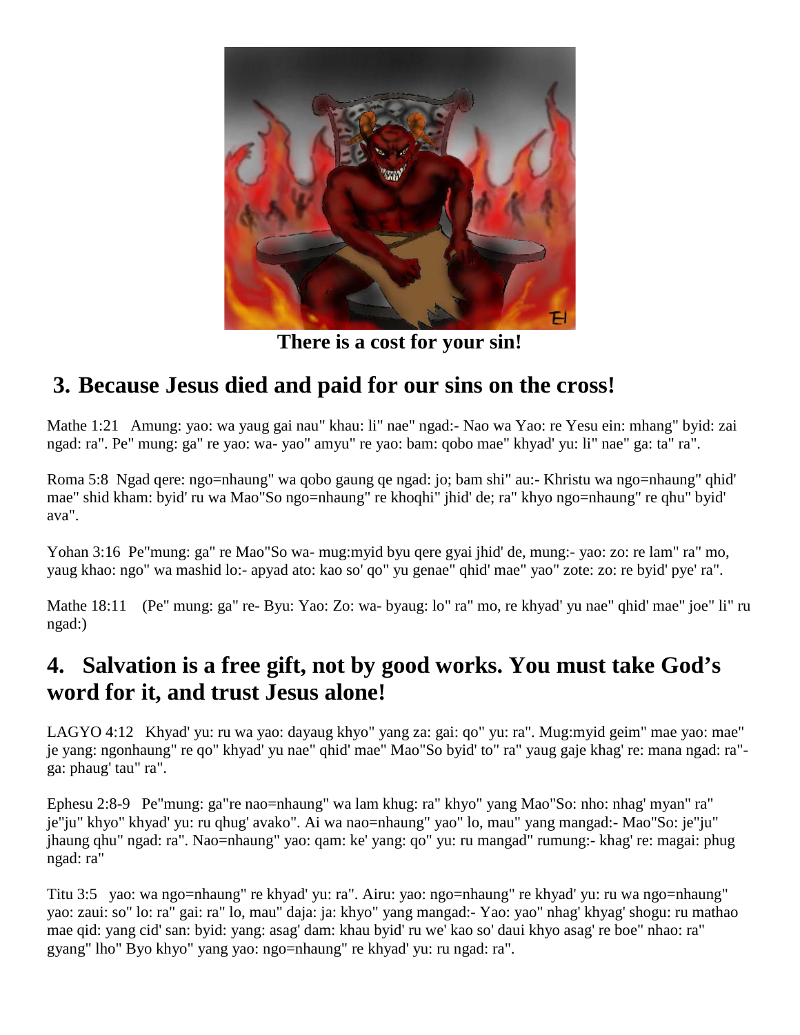**There is a cost for your sin!**

## 3. Because Jesus died and paid for our sins on the cross!

Mathe 1:21 Amung: yao: wa yaug gai nau" khau: li" nae" ngad:- Nao wa Yao: re Yesu ein: mhang" byid: zai ngad: ra". Pe" mung: ga" re yao: wa- yao" amyu" re yao: bam: qobo mae" khyad' yu: li" nae" ga: ta" ra".

Roma 5:8 Ngad qere: ngo=nhaung" wa qobo gaung qe ngad: jo; bam shi" au:- Khristu wa ngo=nhaung" qhid' mae" shid kham: byid' ru wa Mao"So ngo=nhaung" re khoqhi" jhid' de; ra" khyo ngo=nhaung" re qhu" byid' ava".

Yohan 3:16 Pe"mung: ga" re Mao"So wa- mug:myid byu qere gyai jhid' de, mung:- yao: zo: re lam" ra" mo, yaug khao: ngo" wa mashid lo:- apyad ato: kao so' qo" yu genae" qhid' mae" yao" zote: zo: re byid' pye' ra".

Mathe 18:11 (Pe" mung: ga" re- Byu: Yao: Zo: wa- byaug: lo" ra" mo, re khyad' yu nae" qhid' mae" joe" li" ru ngad:)

## 4. Salvation is a free gift, not by good works. You must take God's word for it, and trust Jesus alone!

LAGYO 4:12 Khyad' yu: ru wa yao: dayaug khyo" yang za: gai: qo" yu: ra". Mug:myid geim" mae yao: mae" je yang: ngonhaung" re qo" khyad' yu nae" qhid' mae" Mao"So byid' to" ra" yaug gaje khag' re: mana ngad: ra"- ga: phaug' tau" ra".

Ephesu 2:8-9 Pe"mung: ga"re nao=nhaung" wa lam khug: ra" khyo" yang Mao"So: nho: nhag' myan" ra" je"ju" khyo" khyad' yu: ru qhug' avako". Ai wa nao=nhaung" yao" lo, mau" yang mangad:- Mao"So: je"ju" jhaung qhu" ngad: ra". Nao=nhaung" yao: qam: ke' yang: qo" yu: ru mangad" rumung:- khag' re: magai: phug ngad: ra"

Titu 3:5 yao: wa ngo=nhaung" re khyad' yu: ra". Airu: yao: ngo=nhaung" re khyad' yu: ru wa ngo=nhaung" yao: zaui: so" lo: ra" gai: ra" lo, mau" daja: ja: khyo" yang mangad:- Yao: yao" nhag' khyag' shogu: ru mathao mae qid: yang cid' san: byid: yang: asag' dam: khau byid' ru we' kao so' daui khyo asag' re boe" nhao: ra" gyang" lho" Byo khyo" yang yao: ngo=nhaung" re khyad' yu: ru ngad: ra".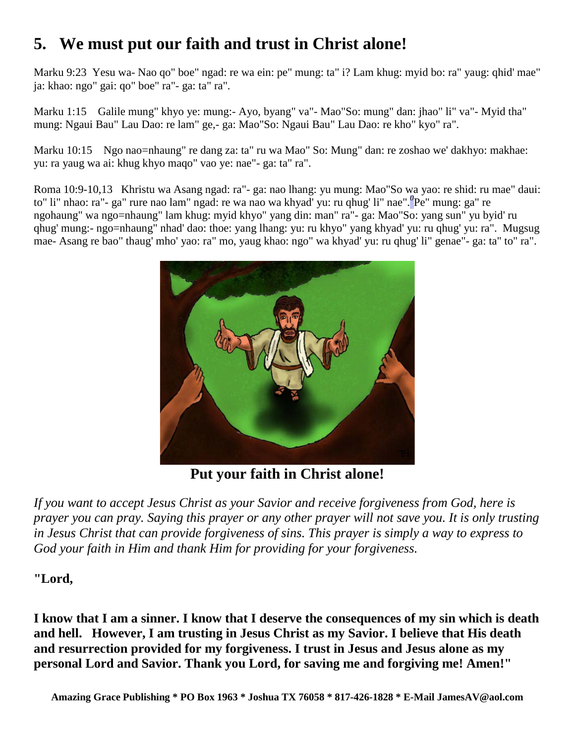# 5. We must put our faith and trust in Christ alone!

Marku 9:23 Yesu wa- Nao qo" boe" ngad: re wa ein: pe" mung: ta" i? Lam khug: myid bo: ra" yaug: qhid' mae" ja: khao: ngo" gai: qo" boe" ra"- ga: ta" ra".

Marku 1:15 Galile mung" khyo ye: mung:- Ayo, byang" va"- Mao"So: mung" dan: jhao" li" va"- Myid tha" mung: Ngaui Bau" Lau Dao: re lam" ge,- ga: Mao"So: Ngaui Bau" Lau Dao: re kho" kyo" ra".

Marku 10:15 Ngo nao=nhaung" re dang za: ta" ru wa Mao" So: Mung" dan: re zoshao we' dakhyo: makhae: yu: ra yaug wa ai: khug khyo maqo" vao ye: nae"- ga: ta" ra".

Roma 10:9-10,13 Khristu wa Asang ngad: ra"- ga: nao lhang: yu mung: Mao"So wa yao: re shid: ru mae" daui: to" li" nhao: ra"- ga" rure nao lam" ngad: re wa nao wa khyad' yu: ru qhug' li" nae".[0]Pe" mung: ga" re ngohaung" wa ngo=nhaung" lam khug: myid khyo" yang din: man" ra"- ga: Mao"So: yang sun" yu byid' ru qhug' mung:- ngo=nhaung" nhad' dao: thoe: yang lhang: yu: ru khyo" yang khyad' yu: ru qhug' yu: ra". Mugsug mae- Asang re bao" thaug' mho' yao: ra" mo, yaug khao: ngo" wa khyad' yu: ru qhug' li" genae"- ga: ta" to" ra".

**Put your faith in Christ alone!**

*If you want to accept Jesus Christ as your Savior and receive forgiveness from God, here is prayer you can pray. Saying this prayer or any other prayer will not save you. It is only trusting in Jesus Christ that can provide forgiveness of sins. This prayer is simply a way to express to God your faith in Him and thank Him for providing for your forgiveness.*

**"Lord,**

**I know that I am a sinner. I know that I deserve the consequences of my sin which is death and hell. However, I am trusting in Jesus Christ as my Savior. I believe that His death and resurrection provided for my forgiveness. I trust in Jesus and Jesus alone as my personal Lord and Savior. Thank you Lord, for saving me and forgiving me! Amen!"**

**Amazing Grace Publishing * PO Box 1963 * Joshua TX 76058 * 817-426-1828 * E-Mail JamesAV@aol.com**